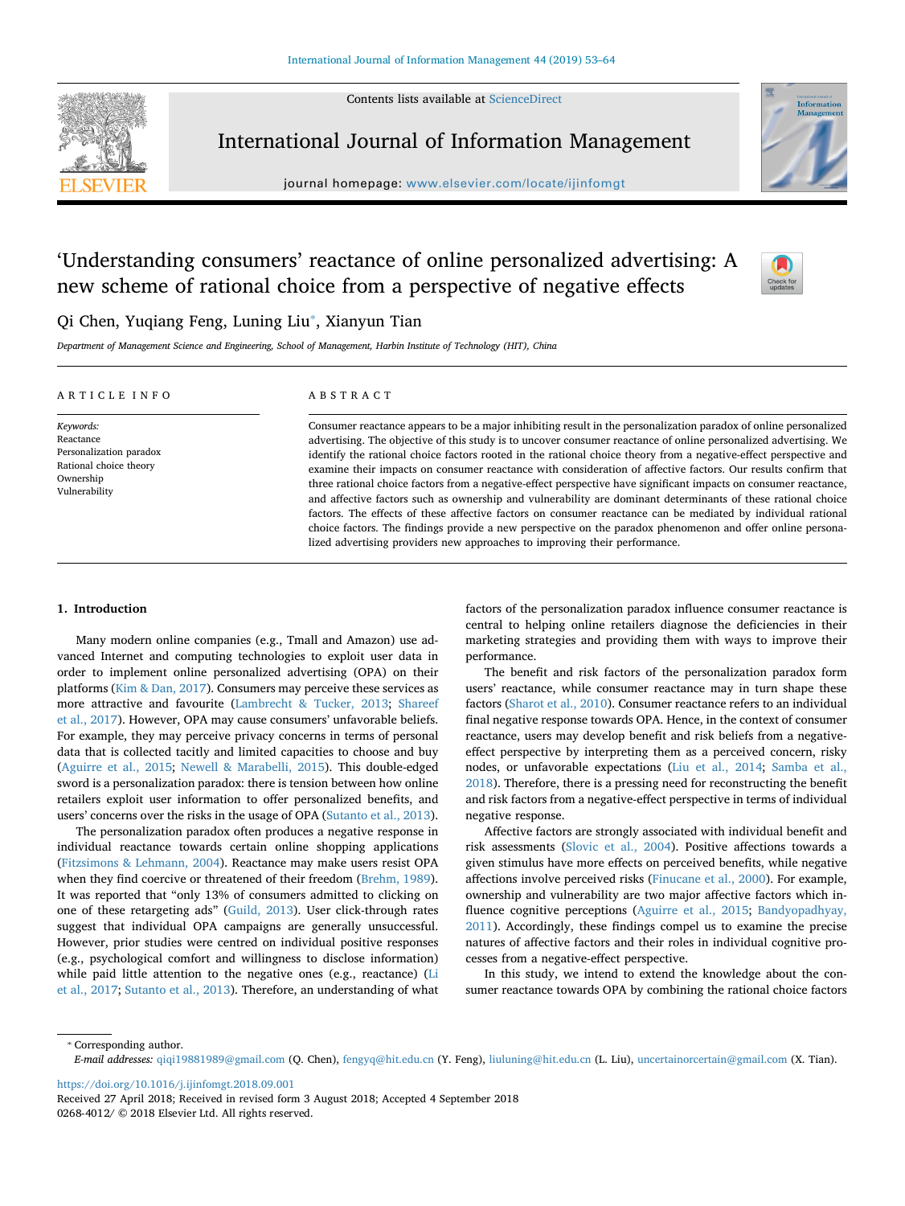# ‘Understanding consumers’ reactance of online personalized advertising: A new scheme of rational choice from a perspective of negative effects

Qi Chen, Yuqiang Feng, Luning Liu*, Xianyun Tian

*Department of Management Science and Engineering, School of Management, Harbin Institute of Technology (HIT), China*

## ARTICLE INFO

*Keywords:*
Reactance
Personalization paradox
Rational choice theory
Ownership
Vulnerability

## ABSTRACT

Consumer reactance appears to be a major inhibiting result in the personalization paradox of online personalized advertising. The objective of this study is to uncover consumer reactance of online personalized advertising. We identify the rational choice factors rooted in the rational choice theory from a negative-effect perspective and examine their impacts on consumer reactance with consideration of affective factors. Our results confirm that three rational choice factors from a negative-effect perspective have significant impacts on consumer reactance, and affective factors such as ownership and vulnerability are dominant determinants of these rational choice factors. The effects of these affective factors on consumer reactance can be mediated by individual rational choice factors. The findings provide a new perspective on the paradox phenomenon and offer online personalized advertising providers new approaches to improving their performance.

## 1. Introduction

Many modern online companies (e.g., Tmall and Amazon) use advanced Internet and computing technologies to exploit user data in order to implement online personalized advertising (OPA) on their platforms (Kim & Dan, 2017). Consumers may perceive these services as more attractive and favourite (Lambrecht & Tucker, 2013; Shareef et al., 2017). However, OPA may cause consumers' unfavorable beliefs. For example, they may perceive privacy concerns in terms of personal data that is collected tacitly and limited capacities to choose and buy (Aguirre et al., 2015; Newell & Marabelli, 2015). This double-edged sword is a personalization paradox: there is tension between how online retailers exploit user information to offer personalized benefits, and users' concerns over the risks in the usage of OPA (Sutanto et al., 2013).

The personalization paradox often produces a negative response in individual reactance towards certain online shopping applications (Fitzsimons & Lehmann, 2004). Reactance may make users resist OPA when they find coercive or threatened of their freedom (Brehm, 1989). It was reported that “only 13% of consumers admitted to clicking on one of these retargeting ads” (Guild, 2013). User click-through rates suggest that individual OPA campaigns are generally unsuccessful. However, prior studies were centred on individual positive responses (e.g., psychological comfort and willingness to disclose information) while paid little attention to the negative ones (e.g., reactance) (Li et al., 2017; Sutanto et al., 2013). Therefore, an understanding of what factors of the personalization paradox influence consumer reactance is central to helping online retailers diagnose the deficiencies in their marketing strategies and providing them with ways to improve their performance.

The benefit and risk factors of the personalization paradox form users' reactance, while consumer reactance may in turn shape these factors (Sharot et al., 2010). Consumer reactance refers to an individual final negative response towards OPA. Hence, in the context of consumer reactance, users may develop benefit and risk beliefs from a negative-effect perspective by interpreting them as a perceived concern, risky nodes, or unfavorable expectations (Liu et al., 2014; Samba et al., 2018). Therefore, there is a pressing need for reconstructing the benefit and risk factors from a negative-effect perspective in terms of individual negative response.

Affective factors are strongly associated with individual benefit and risk assessments (Slovic et al., 2004). Positive affections towards a given stimulus have more effects on perceived benefits, while negative affections involve perceived risks (Finucane et al., 2000). For example, ownership and vulnerability are two major affective factors which influence cognitive perceptions (Aguirre et al., 2015; Bandyopadhyay, 2011). Accordingly, these findings compel us to examine the precise natures of affective factors and their roles in individual cognitive processes from a negative-effect perspective.

In this study, we intend to extend the knowledge about the consumer reactance towards OPA by combining the rational choice factors

---

* Corresponding author.
*E-mail addresses:* qiqi19881989@gmail.com (Q. Chen), fengyq@hit.edu.cn (Y. Feng), liuluning@hit.edu.cn (L. Liu), uncertaincertain@gmail.com (X. Tian).

https://doi.org/10.1016/j.ijinfomgt.2018.09.001
Received 27 April 2018; Received in revised form 3 August 2018; Accepted 4 September 2018
0268-4012/ © 2018 Elsevier Ltd. All rights reserved.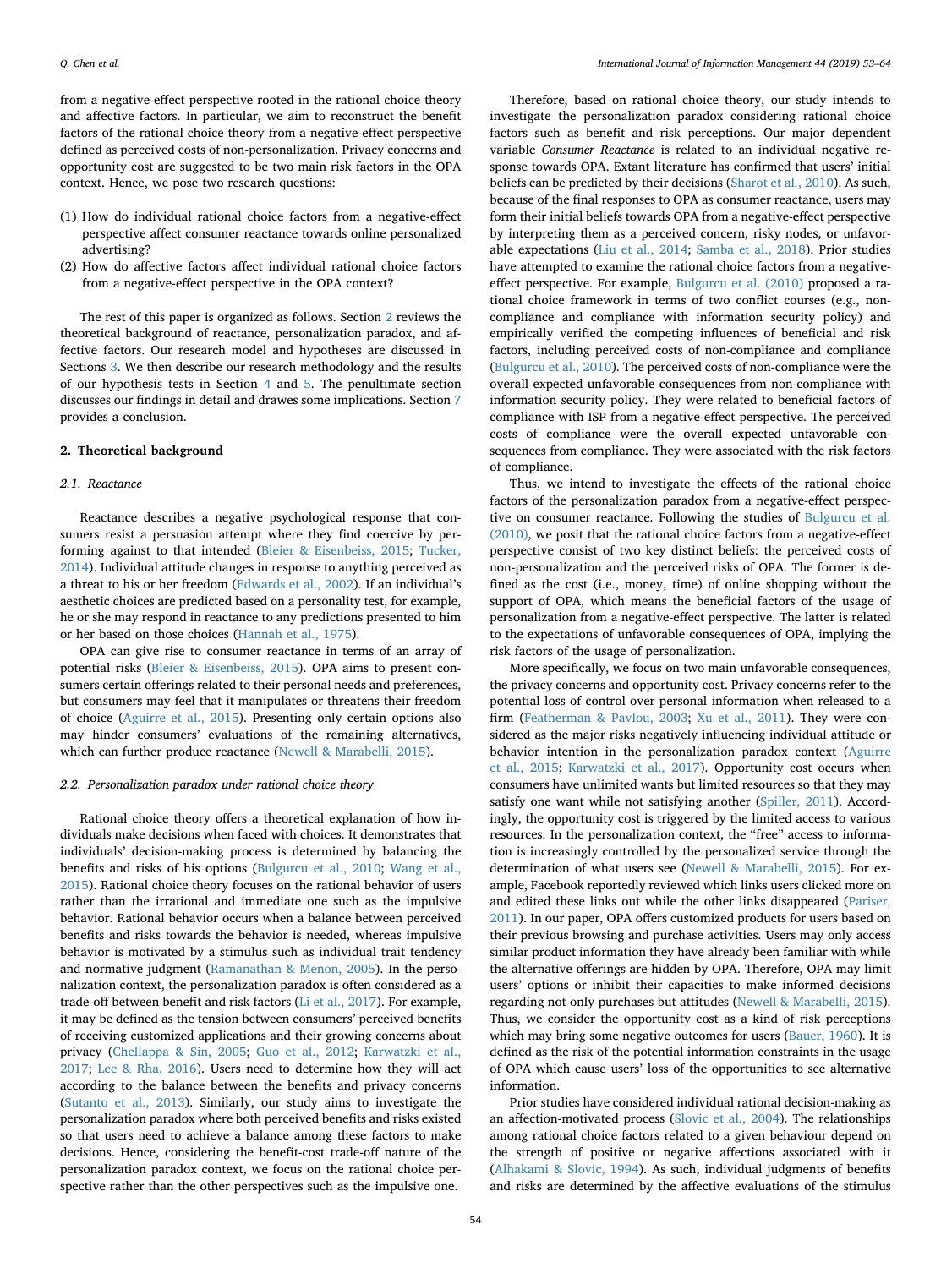from a negative-effect perspective rooted in the rational choice theory and affective factors. In particular, we aim to reconstruct the benefit factors of the rational choice theory from a negative-effect perspective defined as perceived costs of non-personalization. Privacy concerns and opportunity cost are suggested to be two main risk factors in the OPA context. Hence, we pose two research questions:

(1) How do individual rational choice factors from a negative-effect perspective affect consumer reactance towards online personalized advertising?
(2) How do affective factors affect individual rational choice factors from a negative-effect perspective in the OPA context?

The rest of this paper is organized as follows. Section 2 reviews the theoretical background of reactance, personalization paradox, and affective factors. Our research model and hypotheses are discussed in Sections 3. We then describe our research methodology and the results of our hypothesis tests in Section 4 and 5. The penultimate section discusses our findings in detail and drawes some implications. Section 7 provides a conclusion.

## 2. Theoretical background

### 2.1. Reactance

Reactance describes a negative psychological response that consumers resist a persuasion attempt where they find coercive by performing against to that intended (Bleier & Eisenbeiss, 2015; Tucker, 2014). Individual attitude changes in response to anything perceived as a threat to his or her freedom (Edwards et al., 2002). If an individual's aesthetic choices are predicted based on a personality test, for example, he or she may respond in reactance to any predictions presented to him or her based on those choices (Hannah et al., 1975).

OPA can give rise to consumer reactance in terms of an array of potential risks (Bleier & Eisenbeiss, 2015). OPA aims to present consumers certain offerings related to their personal needs and preferences, but consumers may feel that it manipulates or threatens their freedom of choice (Aguirre et al., 2015). Presenting only certain options also may hinder consumers' evaluations of the remaining alternatives, which can further produce reactance (Newell & Marabelli, 2015).

### 2.2. Personalization paradox under rational choice theory

Rational choice theory offers a theoretical explanation of how individuals make decisions when faced with choices. It demonstrates that individuals' decision-making process is determined by balancing the benefits and risks of his options (Bulgurcu et al., 2010; Wang et al., 2015). Rational choice theory focuses on the rational behavior of users rather than the irrational and immediate one such as the impulsive behavior. Rational behavior occurs when a balance between perceived benefits and risks towards the behavior is needed, whereas impulsive behavior is motivated by a stimulus such as individual trait tendency and normative judgment (Ramanathan & Menon, 2005). In the personalization context, the personalization paradox is often considered as a trade-off between benefit and risk factors (Li et al., 2017). For example, it may be defined as the tension between consumers' perceived benefits of receiving customized applications and their growing concerns about privacy (Chellappa & Sin, 2005; Guo et al., 2012; Karwatzki et al., 2017; Lee & Rha, 2016). Users need to determine how they will act according to the balance between the benefits and privacy concerns (Sutanto et al., 2013). Similarly, our study aims to investigate the personalization paradox where both perceived benefits and risks existed so that users need to achieve a balance among these factors to make decisions. Hence, considering the benefit-cost trade-off nature of the personalization paradox context, we focus on the rational choice perspective rather than the other perspectives such as the impulsive one.

Therefore, based on rational choice theory, our study intends to investigate the personalization paradox considering rational choice factors such as benefit and risk perceptions. Our major dependent variable *Consumer Reactance* is related to an individual negative response towards OPA. Extant literature has confirmed that users' initial beliefs can be predicted by their decisions (Sharot et al., 2010). As such, because of the final responses to OPA as consumer reactance, users may form their initial beliefs towards OPA from a negative-effect perspective by interpreting them as a perceived concern, risky nodes, or unfavorable expectations (Liu et al., 2014; Samba et al., 2018). Prior studies have attempted to examine the rational choice factors from a negative-effect perspective. For example, Bulgurcu et al. (2010) proposed a rational choice framework in terms of two conflict courses (e.g., non-compliance and compliance with information security policy) and empirically verified the competing influences of beneficial and risk factors, including perceived costs of non-compliance and compliance (Bulgurcu et al., 2010). The perceived costs of non-compliance were the overall expected unfavorable consequences from non-compliance with information security policy. They were related to beneficial factors of compliance with ISP from a negative-effect perspective. The perceived costs of compliance were the overall expected unfavorable consequences from compliance. They were associated with the risk factors of compliance.

Thus, we intend to investigate the effects of the rational choice factors of the personalization paradox from a negative-effect perspective on consumer reactance. Following the studies of Bulgurcu et al. (2010), we posit that the rational choice factors from a negative-effect perspective consist of two key distinct beliefs: the perceived costs of non-personalization and the perceived risks of OPA. The former is defined as the cost (i.e., money, time) of online shopping without the support of OPA, which means the beneficial factors of the usage of personalization from a negative-effect perspective. The latter is related to the expectations of unfavorable consequences of OPA, implying the risk factors of the usage of personalization.

More specifically, we focus on two main unfavorable consequences, the privacy concerns and opportunity cost. Privacy concerns refer to the potential loss of control over personal information when released to a firm (Featherman & Pavlou, 2003; Xu et al., 2011). They were considered as the major risks negatively influencing individual attitude or behavior intention in the personalization paradox context (Aguirre et al., 2015; Karwatzki et al., 2017). Opportunity cost occurs when consumers have unlimited wants but limited resources so that they may satisfy one want while not satisfying another (Spiller, 2011). Accordingly, the opportunity cost is triggered by the limited access to various resources. In the personalization context, the "free" access to information is increasingly controlled by the personalized service through the determination of what users see (Newell & Marabelli, 2015). For example, Facebook reportedly reviewed which links users clicked more on and edited these links out while the other links disappeared (Pariser, 2011). In our paper, OPA offers customized products for users based on their previous browsing and purchase activities. Users may only access similar product information they have already been familiar with while the alternative offerings are hidden by OPA. Therefore, OPA may limit users' options or inhibit their capacities to make informed decisions regarding not only purchases but attitudes (Newell & Marabelli, 2015). Thus, we consider the opportunity cost as a kind of risk perceptions which may bring some negative outcomes for users (Bauer, 1960). It is defined as the risk of the potential information constraints in the usage of OPA which cause users' loss of the opportunities to see alternative information.

Prior studies have considered individual rational decision-making as an affection-motivated process (Slovic et al., 2004). The relationships among rational choice factors related to a given behaviour depend on the strength of positive or negative affections associated with it (Alhakami & Slovic, 1994). As such, individual judgments of benefits and risks are determined by the affective evaluations of the stimulus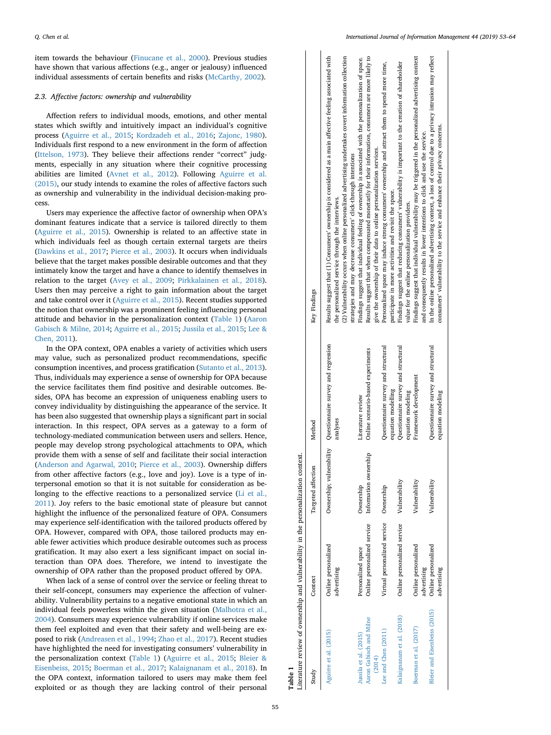item towards the behaviour (Finucane et al., 2000). Previous studies have shown that various affections (e.g., anger or jealousy) influenced individual assessments of certain benefits and risks (McCarthy, 2002).

### 2.3. Affective factors: ownership and vulnerability

Affection refers to individual moods, emotions, and other mental states which swiftly and intuitively impact an individual's cognitive process (Aguirre et al., 2015; Kordzadeh et al., 2016; Zajonc, 1980). Individuals first respond to a new environment in the form of affection (Ittelson, 1973). They believe their affections render "correct" judgments, especially in any situation where their cognitive processing abilities are limited (Avnet et al., 2012). Following Aguirre et al. (2015), our study intends to examine the roles of affective factors such as ownership and vulnerability in the individual decision-making process.

Users may experience the affective factor of ownership when OPA's dominant features indicate that a service is tailored directly to them (Aguirre et al., 2015). Ownership is related to an affective state in which individuals feel as though certain external targets are theirs (Dawkins et al., 2017; Pierce et al., 2003). It occurs when individuals believe that the target makes possible desirable outcomes and that they intimately know the target and have a chance to identify themselves in relation to the target (Avey et al., 2009; Pirkkalainen et al., 2018). Users then may perceive a right to gain information about the target and take control over it (Aguirre et al., 2015). Recent studies supported the notion that ownership was a prominent feeling influencing personal attitude and behavior in the personalization context (Table 1) (Aaron Gabisch & Milne, 2014; Aguirre et al., 2015; Jussila et al., 2015; Lee & Chen, 2011).

In the OPA context, OPA enables a variety of activities which users may value, such as personalized product recommendations, specific consumption incentives, and process gratification (Sutanto et al., 2013). Thus, individuals may experience a sense of ownership for OPA because the service facilitates them find positive and desirable outcomes. Besides, OPA has become an expression of uniqueness enabling users to convey individuality by distinguishing the appearance of the service. It has been also suggested that ownership plays a significant part in social interaction. In this respect, OPA serves as a gateway to a form of technology-mediated communication between users and sellers. Hence, people may develop strong psychological attachments to OPA, which provide them with a sense of self and facilitate their social interaction (Anderson and Agarwal, 2010; Pierce et al., 2003). Ownership differs from other affective factors (e.g., love and joy). Love is a type of interpersonal emotion so that it is not suitable for consideration as belonging to the effective reactions to a personalized service (Li et al., 2011). Joy refers to the basic emotional state of pleasure but cannot highlight the influence of the personalized feature of OPA. Consumers may experience self-identification with the tailored products offered by OPA. However, compared with OPA, those tailored products may enable fewer activities which produce desirable outcomes such as process gratification. It may also exert a less significant impact on social interaction than OPA does. Therefore, we intend to investigate the ownership of OPA rather than the proposed product offered by OPA.

When lack of a sense of control over the service or feeling threat to their self-concept, consumers may experience the affection of vulnerability. Vulnerability pertains to a negative emotional state in which an individual feels powerless within the given situation (Malhotra et al., 2004). Consumers may experience vulnerability if online services make them feel exploited and even that their safety and well-being are exposed to risk (Andreasen et al., 1994; Zhao et al., 2017). Recent studies have highlighted the need for investigating consumers' vulnerability in the personalization context (Table 1) (Aguirre et al., 2015; Bleier & Eisenbeiss, 2015; Boerman et al., 2017; Kalaignanam et al., 2018). In the OPA context, information tailored to users may make them feel exploited or as though they are lacking control of their personal

**Table 1**
Literature review of ownership and vulnerability in the personalization context.

| Study | Context | Targeted affection | Method | Key Findings |
|---|---|---|---|---|
| Aguirre et al. (2015) | Online personalized advertising | Ownership; vulnerability | Questionnaire survey and regression analyses | Results suggest that (1) Consumers' ownership is considered as a main affective feeling associated with the personalized service through the interviews. (2) Vulnerability occurs when online personalized advertising undertakes covert information collection strategies and may decrease consumers' click-through intentions |
| Jussila et al. (2015) | Personalized space | Ownership | Literature review | Findings suggest that individual feeling of ownership is associated with the personalization of space. |
| Aaron Gabisch and Milne (2014) | Online personalized service | Information ownership | Online scenario-based experiments | Results suggest that when compensated monetarily for their information, consumers are more likely to give the ownership of their data to online personalization services. |
| Lee and Chen (2011) | Virtual personalized service | Ownership | Questionnaire survey and structural equation modelling | Personalized space may induce strong consumers' ownership and attract them to spend more time, participate in more activities and revisit the space. |
| Kalaignanam et al. (2018) | Online personalized service | Vulnerability | Questionnaire survey and structural equation modeling | Findings suggest that reducing consumers' vulnerability is important to the creation of shareholder value for the online personalization providers. |
| Boerman et al. (2017) | Online personalized advertising | Vulnerability | Framework development | Findings suggest that individual vulnerability may be triggered in the personalized advertising context and consequently results in lower intentions to click and use the service. |
| Bleier and Eisenbeiss (2015) | Online personalized advertising | Vulnerability | Questionnaire survey and structural equation modeling | In the online personalized advertising context, a loss of control due to a privacy intrusion may reflect consumers' vulnerability to the service and enhance their privacy concerns. |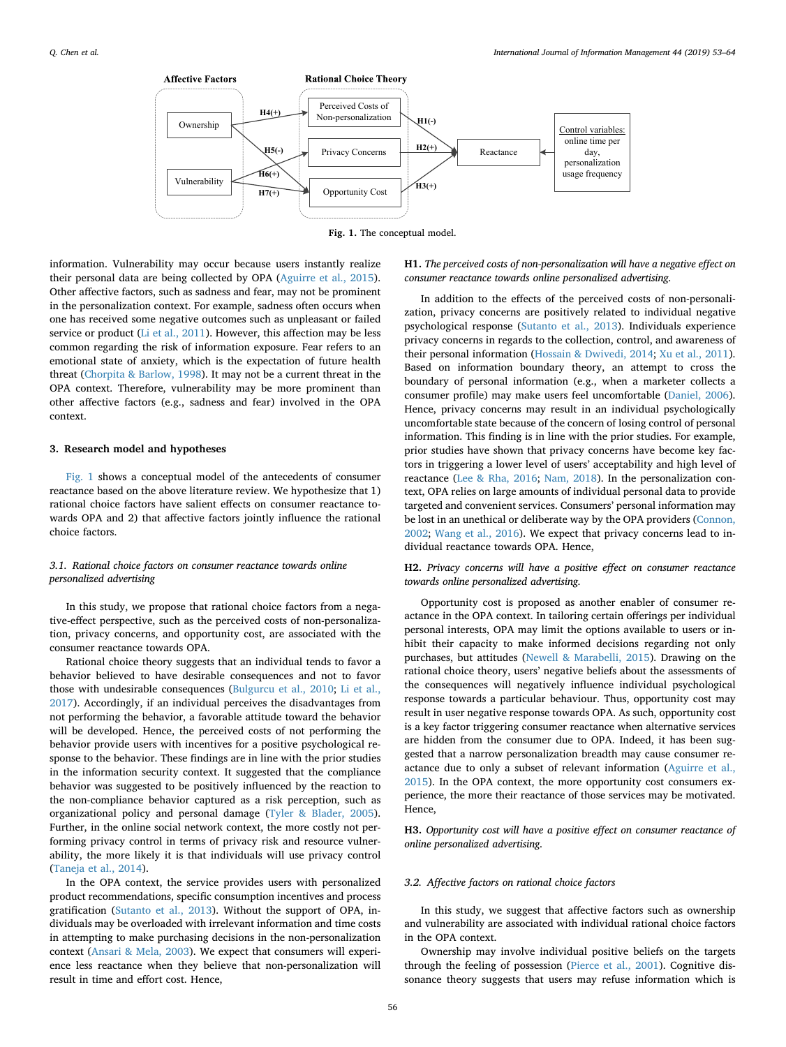Fig. 1. The conceptual model.

information. Vulnerability may occur because users instantly realize their personal data are being collected by OPA (Aguirre et al., 2015). Other affective factors, such as sadness and fear, may not be prominent in the personalization context. For example, sadness often occurs when one has received some negative outcomes such as unpleasant or failed service or product (Li et al., 2011). However, this affection may be less common regarding the risk of information exposure. Fear refers to an emotional state of anxiety, which is the expectation of future health threat (Chorpita & Barlow, 1998). It may not be a current threat in the OPA context. Therefore, vulnerability may be more prominent than other affective factors (e.g., sadness and fear) involved in the OPA context.

## 3. Research model and hypotheses

Fig. 1 shows a conceptual model of the antecedents of consumer reactance based on the above literature review. We hypothesize that 1) rational choice factors have salient effects on consumer reactance towards OPA and 2) that affective factors jointly influence the rational choice factors.

### 3.1. Rational choice factors on consumer reactance towards online personalized advertising

In this study, we propose that rational choice factors from a negative-effect perspective, such as the perceived costs of non-personalization, privacy concerns, and opportunity cost, are associated with the consumer reactance towards OPA.

Rational choice theory suggests that an individual tends to favor a behavior believed to have desirable consequences and not to favor those with undesirable consequences (Bulgurcu et al., 2010; Li et al., 2017). Accordingly, if an individual perceives the disadvantages from not performing the behavior, a favorable attitude toward the behavior will be developed. Hence, the perceived costs of not performing the behavior provide users with incentives for a positive psychological response to the behavior. These findings are in line with the prior studies in the information security context. It suggested that the compliance behavior was suggested to be positively influenced by the reaction to the non-compliance behavior captured as a risk perception, such as organizational policy and personal damage (Tyler & Blader, 2005). Further, in the online social network context, the more costly not performing privacy control in terms of privacy risk and resource vulnerability, the more likely it is that individuals will use privacy control (Taneja et al., 2014).

In the OPA context, the service provides users with personalized product recommendations, specific consumption incentives and process gratification (Sutanto et al., 2013). Without the support of OPA, individuals may be overloaded with irrelevant information and time costs in attempting to make purchasing decisions in the non-personalization context (Ansari & Mela, 2003). We expect that consumers will experience less reactance when they believe that non-personalization will result in time and effort cost. Hence,

**H1.** *The perceived costs of non-personalization will have a negative effect on consumer reactance towards online personalized advertising.*

In addition to the effects of the perceived costs of non-personalization, privacy concerns are positively related to individual negative psychological response (Sutanto et al., 2013). Individuals experience privacy concerns in regards to the collection, control, and awareness of their personal information (Hossain & Dwivedi, 2014; Xu et al., 2011). Based on information boundary theory, an attempt to cross the boundary of personal information (e.g., when a marketer collects a consumer profile) may make users feel uncomfortable (Daniel, 2006). Hence, privacy concerns may result in an individual psychologically uncomfortable state because of the concern of losing control of personal information. This finding is in line with the prior studies. For example, prior studies have shown that privacy concerns have become key factors in triggering a lower level of users' acceptability and high level of reactance (Lee & Rha, 2016; Nam, 2018). In the personalization context, OPA relies on large amounts of individual personal data to provide targeted and convenient services. Consumers' personal information may be lost in an unethical or deliberate way by the OPA providers (Connon, 2002; Wang et al., 2016). We expect that privacy concerns lead to individual reactance towards OPA. Hence,

**H2.** *Privacy concerns will have a positive effect on consumer reactance towards online personalized advertising.*

Opportunity cost is proposed as another enabler of consumer reactance in the OPA context. In tailoring certain offerings per individual personal interests, OPA may limit the options available to users or inhibit their capacity to make informed decisions regarding not only purchases, but attitudes (Newell & Marabelli, 2015). Drawing on the rational choice theory, users' negative beliefs about the assessments of the consequences will negatively influence individual psychological response towards a particular behaviour. Thus, opportunity cost may result in user negative response towards OPA. As such, opportunity cost is a key factor triggering consumer reactance when alternative services are hidden from the consumer due to OPA. Indeed, it has been suggested that a narrow personalization breadth may cause consumer reactance due to only a subset of relevant information (Aguirre et al., 2015). In the OPA context, the more opportunity cost consumers experience, the more their reactance of those services may be motivated. Hence,

**H3.** *Opportunity cost will have a positive effect on consumer reactance of online personalized advertising.*

### 3.2. Affective factors on rational choice factors

In this study, we suggest that affective factors such as ownership and vulnerability are associated with individual rational choice factors in the OPA context.

Ownership may involve individual positive beliefs on the targets through the feeling of possession (Pierce et al., 2001). Cognitive dissonance theory suggests that users may refuse information which is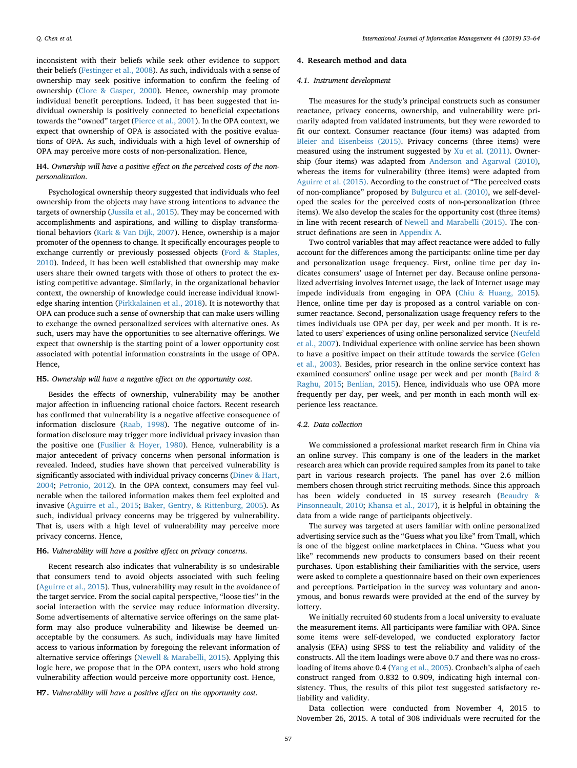inconsistent with their beliefs while seek other evidence to support their beliefs (Festinger et al., 2008). As such, individuals with a sense of ownership may seek positive information to confirm the feeling of ownership (Clore & Gasper, 2000). Hence, ownership may promote individual benefit perceptions. Indeed, it has been suggested that individual ownership is positively connected to beneficial expectations towards the "owned" target (Pierce et al., 2001). In the OPA context, we expect that ownership of OPA is associated with the positive evaluations of OPA. As such, individuals with a high level of ownership of OPA may perceive more costs of non-personalization. Hence,

**H4.** *Ownership will have a positive effect on the perceived costs of the non-personalization.*

Psychological ownership theory suggested that individuals who feel ownership from the objects may have strong intentions to advance the targets of ownership (Jussila et al., 2015). They may be concerned with accomplishments and aspirations, and willing to display transformational behaviors (Kark & Van Dijk, 2007). Hence, ownership is a major promoter of the openness to change. It specifically encourages people to exchange currently or previously possessed objects (Ford & Staples, 2010). Indeed, it has been well established that ownership may make users share their owned targets with those of others to protect the existing competitive advantage. Similarly, in the organizational behavior context, the ownership of knowledge could increase individual knowledge sharing intention (Pirkkalainen et al., 2018). It is noteworthy that OPA can produce such a sense of ownership that can make users willing to exchange the owned personalized services with alternative ones. As such, users may have the opportunities to see alternative offerings. We expect that ownership is the starting point of a lower opportunity cost associated with potential information constraints in the usage of OPA. Hence,

**H5.** *Ownership will have a negative effect on the opportunity cost.*

Besides the effects of ownership, vulnerability may be another major affection in influencing rational choice factors. Recent research has confirmed that vulnerability is a negative affective consequence of information disclosure (Raab, 1998). The negative outcome of information disclosure may trigger more individual privacy invasion than the positive one (Fusilier & Hoyer, 1980). Hence, vulnerability is a major antecedent of privacy concerns when personal information is revealed. Indeed, studies have shown that perceived vulnerability is significantly associated with individual privacy concerns (Dinev & Hart, 2004; Petronio, 2012). In the OPA context, consumers may feel vulnerable when the tailored information makes them feel exploited and invasive (Aguirre et al., 2015; Baker, Gentry, & Rittenburg, 2005). As such, individual privacy concerns may be triggered by vulnerability. That is, users with a high level of vulnerability may perceive more privacy concerns. Hence,

**H6.** *Vulnerability will have a positive effect on privacy concerns.*

Recent research also indicates that vulnerability is so undesirable that consumers tend to avoid objects associated with such feeling (Aguirre et al., 2015). Thus, vulnerability may result in the avoidance of the target service. From the social capital perspective, "loose ties" in the social interaction with the service may reduce information diversity. Some advertisements of alternative service offerings on the same platform may also produce vulnerability and likewise be deemed unacceptable by the consumers. As such, individuals may have limited access to various information by foregoing the relevant information of alternative service offerings (Newell & Marabelli, 2015). Applying this logic here, we propose that in the OPA context, users who hold strong vulnerability affection would perceive more opportunity cost. Hence,

**H7.** *Vulnerability will have a positive effect on the opportunity cost.*

## 4. Research method and data

### 4.1. Instrument development

The measures for the study's principal constructs such as consumer reactance, privacy concerns, ownership, and vulnerability were primarily adapted from validated instruments, but they were reworded to fit our context. Consumer reactance (four items) was adapted from Bleier and Eisenbeiss (2015). Privacy concerns (three items) were measured using the instrument suggested by Xu et al. (2011). Ownership (four items) was adapted from Anderson and Agarwal (2010), whereas the items for vulnerability (three items) were adapted from Aguirre et al. (2015). According to the construct of "The perceived costs of non-compliance" proposed by Bulgurcu et al. (2010), we self-developed the scales for the perceived costs of non-personalization (three items). We also develop the scales for the opportunity cost (three items) in line with recent research of Newell and Marabelli (2015). The construct definations are seen in Appendix A.

Two control variables that may affect reactance were added to fully account for the differences among the participants: online time per day and personalization usage frequency. First, online time per day indicates consumers' usage of Internet per day. Because online personalized advertising involves Internet usage, the lack of Internet usage may impede individuals from engaging in OPA (Chiu & Huang, 2015). Hence, online time per day is proposed as a control variable on consumer reactance. Second, personalization usage frequency refers to the times individuals use OPA per day, per week and per month. It is related to users' experiences of using online personalized service (Neufeld et al., 2007). Individual experience with online service has been shown to have a positive impact on their attitude towards the service (Gefen et al., 2003). Besides, prior research in the online service context has examined consumers' online usage per week and per month (Baird & Raghu, 2015; Benlian, 2015). Hence, individuals who use OPA more frequently per day, per week, and per month in each month will experience less reactance.

### 4.2. Data collection

We commissioned a professional market research firm in China via an online survey. This company is one of the leaders in the market research area which can provide required samples from its panel to take part in various research projects. The panel has over 2.6 million members chosen through strict recruiting methods. Since this approach has been widely conducted in IS survey research (Beaudry & Pinsonneault, 2010; Khansa et al., 2017), it is helpful in obtaining the data from a wide range of participants objectively.

The survey was targeted at users familiar with online personalized advertising service such as the "Guess what you like" from Tmall, which is one of the biggest online marketplaces in China. "Guess what you like" recommends new products to consumers based on their recent purchases. Upon establishing their familiarities with the service, users were asked to complete a questionnaire based on their own experiences and perceptions. Participation in the survey was voluntary and anonymous, and bonus rewards were provided at the end of the survey by lottery.

We initially recruited 60 students from a local university to evaluate the measurement items. All participants were familiar with OPA. Since some items were self-developed, we conducted exploratory factor analysis (EFA) using SPSS to test the reliability and validity of the constructs. All the item loadings were above 0.7 and there was no cross-loading of items above 0.4 (Yang et al., 2005). Cronbach's alpha of each construct ranged from 0.832 to 0.909, indicating high internal consistency. Thus, the results of this pilot test suggested satisfactory reliability and validity.

Data collection were conducted from November 4, 2015 to November 26, 2015. A total of 308 individuals were recruited for the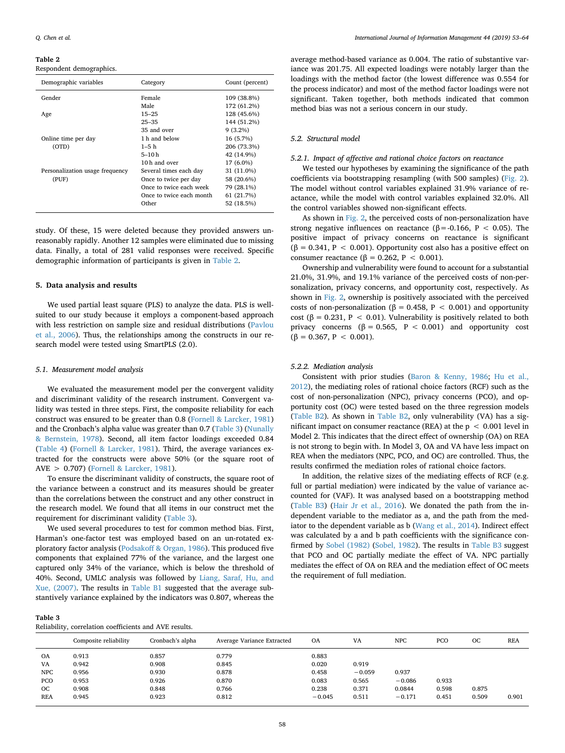**Table 2**
Respondent demographics.

| Demographic variables | Category | Count (percent) |
|---|---|---|
| Gender | Female | 109 (38.8%) |
| | Male | 172 (61.2%) |
| Age | 15–25 | 128 (45.6%) |
| | 25–35 | 144 (51.2%) |
| | 35 and over | 9 (3.2%) |
| Online time per day (OTD) | 1 h and below | 16 (5.7%) |
| | 1–5 h | 206 (73.3%) |
| | 5–10 h | 42 (14.9%) |
| | 10 h and over | 17 (6.0%) |
| Personalization usage frequency (PUF) | Several times each day | 31 (11.0%) |
| | Once to twice per day | 58 (20.6%) |
| | Once to twice each week | 79 (28.1%) |
| | Once to twice each month | 61 (21.7%) |
| | Other | 52 (18.5%) |

study. Of these, 15 were deleted because they provided answers unreasonably rapidly. Another 12 samples were eliminated due to missing data. Finally, a total of 281 valid responses were received. Specific demographic information of participants is given in Table 2.

## 5. Data analysis and results

We used partial least square (PLS) to analyze the data. PLS is well-suited to our study because it employs a component-based approach with less restriction on sample size and residual distributions (Pavlou et al., 2006). Thus, the relationships among the constructs in our research model were tested using SmartPLS (2.0).

### 5.1. Measurement model analysis

We evaluated the measurement model per the convergent validity and discriminant validity of the research instrument. Convergent validity was tested in three steps. First, the composite reliability for each construct was ensured to be greater than 0.8 (Fornell & Larcker, 1981) and the Cronbach's alpha value was greater than 0.7 (Table 3) (Nunally & Bernstein, 1978). Second, all item factor loadings exceeded 0.84 (Table 4) (Fornell & Larcker, 1981). Third, the average variances extracted for the constructs were above 50% (or the square root of AVE > 0.707) (Fornell & Larcker, 1981).

To ensure the discriminant validity of constructs, the square root of the variance between a construct and its measures should be greater than the correlations between the construct and any other construct in the research model. We found that all our construct met the requirement for discriminant validity (Table 3).

We used several procedures to test for common method bias. First, Harman's one-factor test was employed based on an un-rotated exploratory factor analysis (Podsakoff & Organ, 1986). This produced five components that explained 77% of the variance, and the largest one captured only 34% of the variance, which is below the threshold of 40%. Second, UMLC analysis was followed by Liang, Saraf, Hu, and Xue, (2007). The results in Table B1 suggested that the average substantively variance explained by the indicators was 0.807, whereas the average method-based variance as 0.004. The ratio of substantive variance was 201.75. All expected loadings were notably larger than the loadings with the method factor (the lowest difference was 0.554 for the process indicator) and most of the method factor loadings were not significant. Taken together, both methods indicated that common method bias was not a serious concern in our study.

### 5.2. Structural model

#### 5.2.1. Impact of affective and rational choice factors on reactance

We tested our hypotheses by examining the significance of the path coefficients via bootstrapping resampling (with 500 samples) (Fig. 2). The model without control variables explained 31.9% variance of reactance, while the model with control variables explained 32.0%. All the control variables showed non-significant effects.

As shown in Fig. 2, the perceived costs of non-personalization have strong negative influences on reactance ($\beta$=-0.166, $P < 0.05$). The positive impact of privacy concerns on reactance is significant ($\beta = 0.341$, $P < 0.001$). Opportunity cost also has a positive effect on consumer reactance ($\beta = 0.262$, $P < 0.001$).

Ownership and vulnerability were found to account for a substantial 21.0%, 31.9%, and 19.1% variance of the perceived costs of non-personalization, privacy concerns, and opportunity cost, respectively. As shown in Fig. 2, ownership is positively associated with the perceived costs of non-personalization ($\beta = 0.458$, $P < 0.001$) and opportunity cost ($\beta = 0.231$, $P < 0.01$). Vulnerability is positively related to both privacy concerns ($\beta = 0.565$, $P < 0.001$) and opportunity cost ($\beta = 0.367$, $P < 0.001$).

#### 5.2.2. Mediation analysis

Consistent with prior studies (Baron & Kenny, 1986; Hu et al., 2012), the mediating roles of rational choice factors (RCF) such as the cost of non-personalization (NPC), privacy concerns (PCO), and opportunity cost (OC) were tested based on the three regression models (Table B2). As shown in Table B2, only vulnerability (VA) has a significant impact on consumer reactance (REA) at the $p < 0.001$ level in Model 2. This indicates that the direct effect of ownership (OA) on REA is not strong to begin with. In Model 3, OA and VA have less impact on REA when the mediators (NPC, PCO, and OC) are controlled. Thus, the results confirmed the mediation roles of rational choice factors.

In addition, the relative sizes of the mediating effects of RCF (e.g. full or partial mediation) were indicated by the value of variance accounted for (VAF). It was analysed based on a bootstrapping method (Table B3) (Hair Jr et al., 2016). We donated the path from the independent variable to the mediator as a, and the path from the mediator to the dependent variable as b (Wang et al., 2014). Indirect effect was calculated by a and b path coefficients with the significance confirmed by Sobel (1982) (Sobel, 1982). The results in Table B3 suggest that PCO and OC partially mediate the effect of VA. NPC partially mediates the effect of OA on REA and the mediation effect of OC meets the requirement of full mediation.

**Table 3**
Reliability, correlation coefficients and AVE results.

| | Composite reliability | Cronbach's alpha | Average Variance Extracted | OA | VA | NPC | PCO | OC | REA |
|---|---|---|---|---|---|---|---|---|---|
| OA | 0.913 | 0.857 | 0.779 | 0.883 | | | | | |
| VA | 0.942 | 0.908 | 0.845 | 0.020 | 0.919 | | | | |
| NPC | 0.956 | 0.930 | 0.878 | 0.458 | −0.059 | 0.937 | | | |
| PCO | 0.953 | 0.926 | 0.870 | 0.083 | 0.565 | −0.086 | 0.933 | | |
| OC | 0.908 | 0.848 | 0.766 | 0.238 | 0.371 | 0.0844 | 0.598 | 0.875 | |
| REA | 0.945 | 0.923 | 0.812 | −0.045 | 0.511 | −0.171 | 0.451 | 0.509 | 0.901 |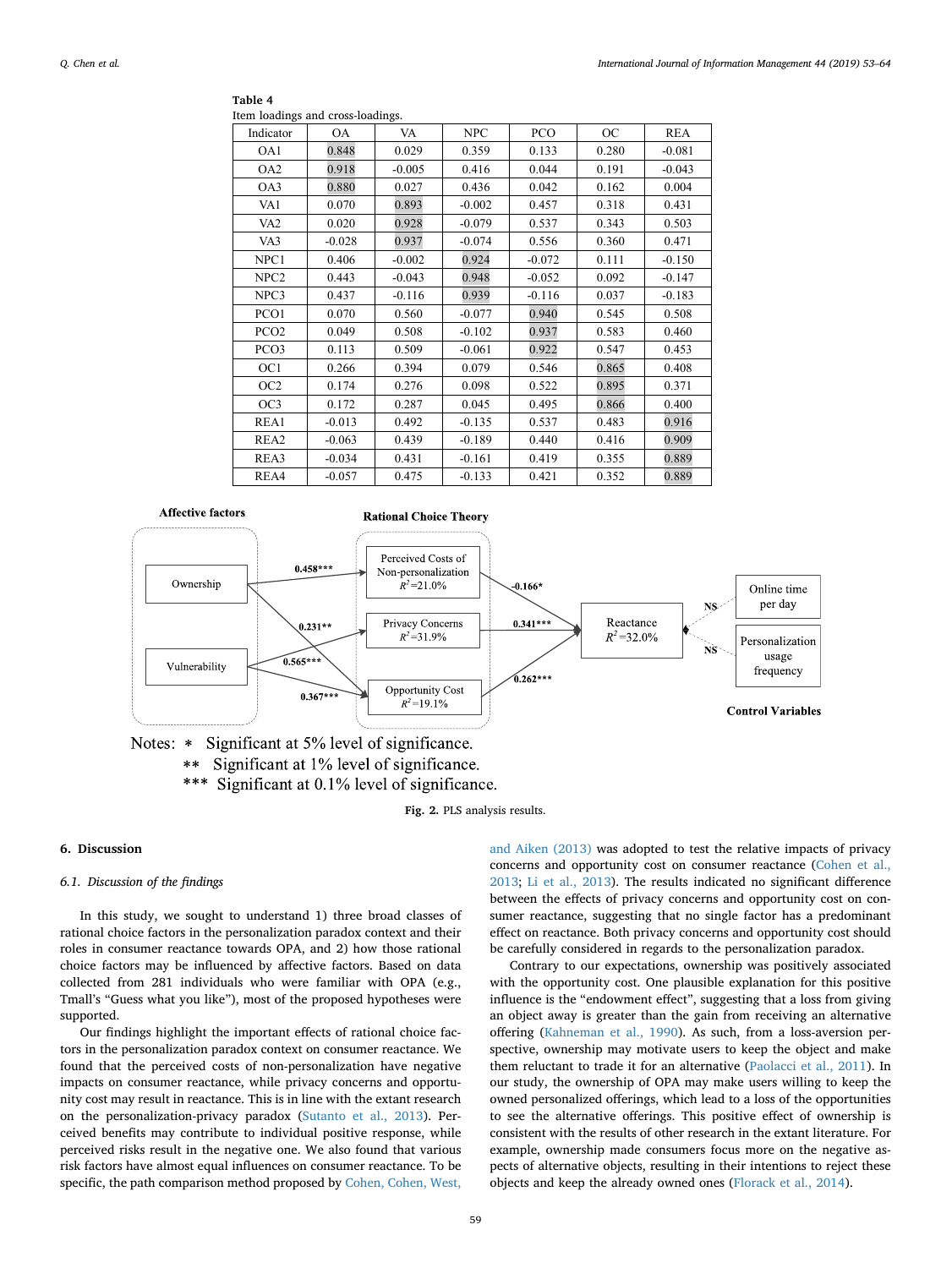**Table 4**
Item loadings and cross-loadings.

| Indicator | OA | VA | NPC | PCO | OC | REA |
|---|---|---|---|---|---|---|
| OA1 | 0.848 | 0.029 | 0.359 | 0.133 | 0.280 | -0.081 |
| OA2 | 0.918 | -0.005 | 0.416 | 0.044 | 0.191 | -0.043 |
| OA3 | 0.880 | 0.027 | 0.436 | 0.042 | 0.162 | 0.004 |
| VA1 | 0.070 | 0.893 | -0.002 | 0.457 | 0.318 | 0.431 |
| VA2 | 0.020 | 0.928 | -0.079 | 0.537 | 0.343 | 0.503 |
| VA3 | -0.028 | 0.937 | -0.074 | 0.556 | 0.360 | 0.471 |
| NPC1 | 0.406 | -0.002 | 0.924 | -0.072 | 0.111 | -0.150 |
| NPC2 | 0.443 | -0.043 | 0.948 | -0.052 | 0.092 | -0.147 |
| NPC3 | 0.437 | -0.116 | 0.939 | -0.116 | 0.037 | -0.183 |
| PCO1 | 0.070 | 0.560 | -0.077 | 0.940 | 0.545 | 0.508 |
| PCO2 | 0.049 | 0.508 | -0.102 | 0.937 | 0.583 | 0.460 |
| PCO3 | 0.113 | 0.509 | -0.061 | 0.922 | 0.547 | 0.453 |
| OC1 | 0.266 | 0.394 | 0.079 | 0.546 | 0.865 | 0.408 |
| OC2 | 0.174 | 0.276 | 0.098 | 0.522 | 0.895 | 0.371 |
| OC3 | 0.172 | 0.287 | 0.045 | 0.495 | 0.866 | 0.400 |
| REA1 | -0.013 | 0.492 | -0.135 | 0.537 | 0.483 | 0.916 |
| REA2 | -0.063 | 0.439 | -0.189 | 0.440 | 0.416 | 0.909 |
| REA3 | -0.034 | 0.431 | -0.161 | 0.419 | 0.355 | 0.889 |
| REA4 | -0.057 | 0.475 | -0.133 | 0.421 | 0.352 | 0.889 |

Notes: * Significant at 5% level of significance.
** Significant at 1% level of significance.
*** Significant at 0.1% level of significance.

**Fig. 2.** PLS analysis results.

## 6. Discussion

### 6.1. Discussion of the findings

In this study, we sought to understand 1) three broad classes of rational choice factors in the personalization paradox context and their roles in consumer reactance towards OPA, and 2) how those rational choice factors may be influenced by affective factors. Based on data collected from 281 individuals who were familiar with OPA (e.g., Tmall's "Guess what you like"), most of the proposed hypotheses were supported.

Our findings highlight the important effects of rational choice factors in the personalization paradox context on consumer reactance. We found that the perceived costs of non-personalization have negative impacts on consumer reactance, while privacy concerns and opportunity cost may result in reactance. This is in line with the extant research on the personalization-privacy paradox (Sutanto et al., 2013). Perceived benefits may contribute to individual positive response, while perceived risks result in the negative one. We also found that various risk factors have almost equal influences on consumer reactance. To be specific, the path comparison method proposed by Cohen, Cohen, West, and Aiken (2013) was adopted to test the relative impacts of privacy concerns and opportunity cost on consumer reactance (Cohen et al., 2013; Li et al., 2013). The results indicated no significant difference between the effects of privacy concerns and opportunity cost on consumer reactance, suggesting that no single factor has a predominant effect on reactance. Both privacy concerns and opportunity cost should be carefully considered in regards to the personalization paradox.

Contrary to our expectations, ownership was positively associated with the opportunity cost. One plausible explanation for this positive influence is the "endowment effect", suggesting that a loss from giving an object away is greater than the gain from receiving an alternative offering (Kahneman et al., 1990). As such, from a loss-aversion perspective, ownership may motivate users to keep the object and make them reluctant to trade it for an alternative (Paolacci et al., 2011). In our study, the ownership of OPA may make users willing to keep the owned personalized offerings, which lead to a loss of the opportunities to see the alternative offerings. This positive effect of ownership is consistent with the results of other research in the extant literature. For example, ownership made consumers focus more on the negative aspects of alternative objects, resulting in their intentions to reject these objects and keep the already owned ones (Florack et al., 2014).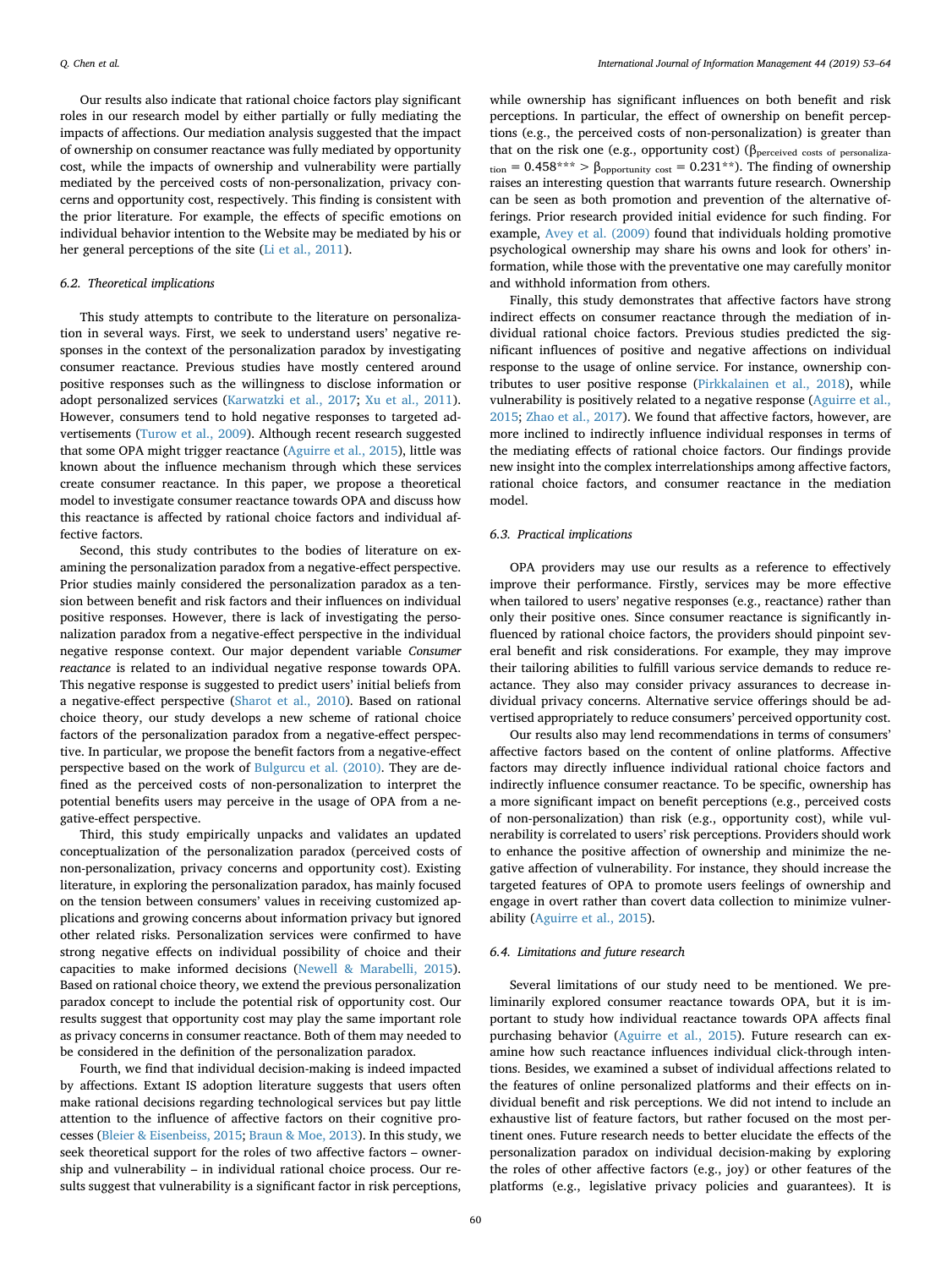Our results also indicate that rational choice factors play significant roles in our research model by either partially or fully mediating the impacts of affections. Our mediation analysis suggested that the impact of ownership on consumer reactance was fully mediated by opportunity cost, while the impacts of ownership and vulnerability were partially mediated by the perceived costs of non-personalization, privacy concerns and opportunity cost, respectively. This finding is consistent with the prior literature. For example, the effects of specific emotions on individual behavior intention to the Website may be mediated by his or her general perceptions of the site (Li et al., 2011).

## 6.2. Theoretical implications

This study attempts to contribute to the literature on personalization in several ways. First, we seek to understand users' negative responses in the context of the personalization paradox by investigating consumer reactance. Previous studies have mostly centered around positive responses such as the willingness to disclose information or adopt personalized services (Karwatzki et al., 2017; Xu et al., 2011). However, consumers tend to hold negative responses to targeted advertisements (Turow et al., 2009). Although recent research suggested that some OPA might trigger reactance (Aguirre et al., 2015), little was known about the influence mechanism through which these services create consumer reactance. In this paper, we propose a theoretical model to investigate consumer reactance towards OPA and discuss how this reactance is affected by rational choice factors and individual affective factors.

Second, this study contributes to the bodies of literature on examining the personalization paradox from a negative-effect perspective. Prior studies mainly considered the personalization paradox as a tension between benefit and risk factors and their influences on individual positive responses. However, there is lack of investigating the personalization paradox from a negative-effect perspective in the individual negative response context. Our major dependent variable *Consumer reactance* is related to an individual negative response towards OPA. This negative response is suggested to predict users' initial beliefs from a negative-effect perspective (Sharot et al., 2010). Based on rational choice theory, our study develops a new scheme of rational choice factors of the personalization paradox from a negative-effect perspective. In particular, we propose the benefit factors from a negative-effect perspective based on the work of Bulgurcu et al. (2010). They are defined as the perceived costs of non-personalization to interpret the potential benefits users may perceive in the usage of OPA from a negative-effect perspective.

Third, this study empirically unpacks and validates an updated conceptualization of the personalization paradox (perceived costs of non-personalization, privacy concerns and opportunity cost). Existing literature, in exploring the personalization paradox, has mainly focused on the tension between consumers' values in receiving customized applications and growing concerns about information privacy but ignored other related risks. Personalization services were confirmed to have strong negative effects on individual possibility of choice and their capacities to make informed decisions (Newell & Marabelli, 2015). Based on rational choice theory, we extend the previous personalization paradox concept to include the potential risk of opportunity cost. Our results suggest that opportunity cost may play the same important role as privacy concerns in consumer reactance. Both of them may needed to be considered in the definition of the personalization paradox.

Fourth, we find that individual decision-making is indeed impacted by affections. Extant IS adoption literature suggests that users often make rational decisions regarding technological services but pay little attention to the influence of affective factors on their cognitive processes (Bleier & Eisenbeiss, 2015; Braun & Moe, 2013). In this study, we seek theoretical support for the roles of two affective factors – ownership and vulnerability – in individual rational choice process. Our results suggest that vulnerability is a significant factor in risk perceptions, while ownership has significant influences on both benefit and risk perceptions. In particular, the effect of ownership on benefit perceptions (e.g., the perceived costs of non-personalization) is greater than that on the risk one (e.g., opportunity cost) ($\beta_{\text{perceived costs of personalization}} = 0.458^{***} > \beta_{\text{opportunity cost}} = 0.231^{**}$). The finding of ownership raises an interesting question that warrants future research. Ownership can be seen as both promotion and prevention of the alternative offerings. Prior research provided initial evidence for such finding. For example, Avey et al. (2009) found that individuals holding promotive psychological ownership may share his owns and look for others' information, while those with the preventative one may carefully monitor and withhold information from others.

Finally, this study demonstrates that affective factors have strong indirect effects on consumer reactance through the mediation of individual rational choice factors. Previous studies predicted the significant influences of positive and negative affections on individual response to the usage of online service. For instance, ownership contributes to user positive response (Pirkkalainen et al., 2018), while vulnerability is positively related to a negative response (Aguirre et al., 2015; Zhao et al., 2017). We found that affective factors, however, are more inclined to indirectly influence individual responses in terms of the mediating effects of rational choice factors. Our findings provide new insight into the complex interrelationships among affective factors, rational choice factors, and consumer reactance in the mediation model.

## 6.3. Practical implications

OPA providers may use our results as a reference to effectively improve their performance. Firstly, services may be more effective when tailored to users' negative responses (e.g., reactance) rather than only their positive ones. Since consumer reactance is significantly influenced by rational choice factors, the providers should pinpoint several benefit and risk considerations. For example, they may improve their tailoring abilities to fulfill various service demands to reduce reactance. They also may consider privacy assurances to decrease individual privacy concerns. Alternative service offerings should be advertised appropriately to reduce consumers' perceived opportunity cost.

Our results also may lend recommendations in terms of consumers' affective factors based on the content of online platforms. Affective factors may directly influence individual rational choice factors and indirectly influence consumer reactance. To be specific, ownership has a more significant impact on benefit perceptions (e.g., perceived costs of non-personalization) than risk (e.g., opportunity cost), while vulnerability is correlated to users' risk perceptions. Providers should work to enhance the positive affection of ownership and minimize the negative affection of vulnerability. For instance, they should increase the targeted features of OPA to promote users feelings of ownership and engage in overt rather than covert data collection to minimize vulnerability (Aguirre et al., 2015).

## 6.4. Limitations and future research

Several limitations of our study need to be mentioned. We preliminarily explored consumer reactance towards OPA, but it is important to study how individual reactance towards OPA affects final purchasing behavior (Aguirre et al., 2015). Future research can examine how such reactance influences individual click-through intentions. Besides, we examined a subset of individual affections related to the features of online personalized platforms and their effects on individual benefit and risk perceptions. We did not intend to include an exhaustive list of feature factors, but rather focused on the most pertinent ones. Future research needs to better elucidate the effects of the personalization paradox on individual decision-making by exploring the roles of other affective factors (e.g., joy) or other features of the platforms (e.g., legislative privacy policies and guarantees). It is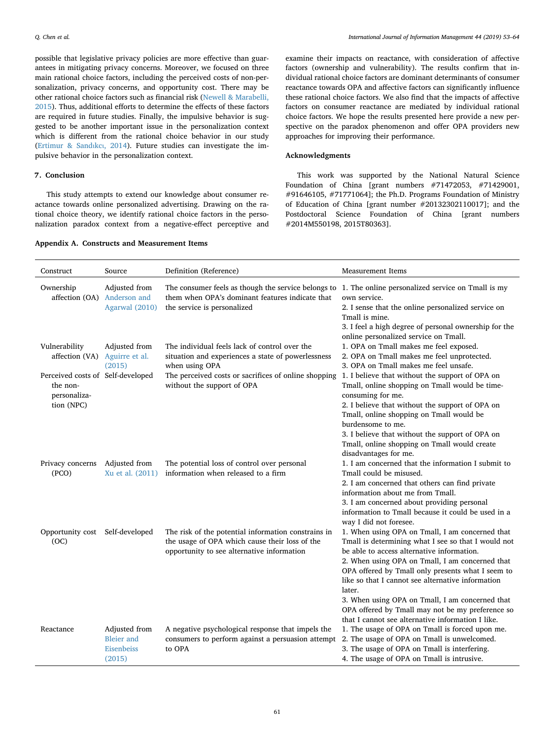possible that legislative privacy policies are more effective than guarantees in mitigating privacy concerns. Moreover, we focused on three main rational choice factors, including the perceived costs of non-personalization, privacy concerns, and opportunity cost. There may be other rational choice factors such as financial risk (Newell & Marabelli, 2015). Thus, additional efforts to determine the effects of these factors are required in future studies. Finally, the impulsive behavior is suggested to be another important issue in the personalization context which is different from the rational choice behavior in our study (Ertimur & Sandıkcı, 2014). Future studies can investigate the impulsive behavior in the personalization context.

## 7. Conclusion

This study attempts to extend our knowledge about consumer reactance towards online personalized advertising. Drawing on the rational choice theory, we identify rational choice factors in the personalization paradox context from a negative-effect perceptive and examine their impacts on reactance, with consideration of affective factors (ownership and vulnerability). The results confirm that individual rational choice factors are dominant determinants of consumer reactance towards OPA and affective factors can significantly influence these rational choice factors. We also find that the impacts of affective factors on consumer reactance are mediated by individual rational choice factors. We hope the results presented here provide a new perspective on the paradox phenomenon and offer OPA providers new approaches for improving their performance.

## Acknowledgments

This work was supported by the National Natural Science Foundation of China [grant numbers #71472053, #71429001, #91646105, #71771064]; the Ph.D. Programs Foundation of Ministry of Education of China [grant number #20132302110017]; and the Postdoctoral Science Foundation of China [grant numbers #2014M550198, 2015T80363].

## Appendix A. Constructs and Measurement Items

| Construct | Source | Definition (Reference) | Measurement Items |
|---|---|---|---|
| Ownership affection (OA) | Adjusted from Anderson and Agarwal (2010) | The consumer feels as though the service belongs to them when OPA's dominant features indicate that the service is personalized | 1. The online personalized service on Tmall is my own service.<br>2. I sense that the online personalized service on Tmall is mine.<br>3. I feel a high degree of personal ownership for the online personalized service on Tmall. |
| Vulnerability affection (VA) | Adjusted from Aguirre et al. (2015) | The individual feels lack of control over the situation and experiences a state of powerlessness when using OPA | 1. OPA on Tmall makes me feel exposed.<br>2. OPA on Tmall makes me feel unprotected.<br>3. OPA on Tmall makes me feel unsafe. |
| Perceived costs of the non-personalization (NPC) | Self-developed | The perceived costs or sacrifices of online shopping without the support of OPA | 1. I believe that without the support of OPA on Tmall, online shopping on Tmall would be time-consuming for me.<br>2. I believe that without the support of OPA on Tmall, online shopping on Tmall would be burdensome to me.<br>3. I believe that without the support of OPA on Tmall, online shopping on Tmall would create disadvantages for me. |
| Privacy concerns (PCO) | Adjusted from Xu et al. (2011) | The potential loss of control over personal information when released to a firm | 1. I am concerned that the information I submit to Tmall could be misused.<br>2. I am concerned that others can find private information about me from Tmall.<br>3. I am concerned about providing personal information to Tmall because it could be used in a way I did not foresee. |
| Opportunity cost (OC) | Self-developed | The risk of the potential information constrains in the usage of OPA which cause their loss of the opportunity to see alternative information | 1. When using OPA on Tmall, I am concerned that Tmall is determining what I see so that I would not be able to access alternative information.<br>2. When using OPA on Tmall, I am concerned that OPA offered by Tmall only presents what I seem to like so that I cannot see alternative information later.<br>3. When using OPA on Tmall, I am concerned that OPA offered by Tmall may not be my preference so that I cannot see alternative information I like. |
| Reactance | Adjusted from Bleier and Eisenbeiss (2015) | A negative psychological response that impels the consumers to perform against a persuasion attempt to OPA | 1. The usage of OPA on Tmall is forced upon me.<br>2. The usage of OPA on Tmall is unwelcomed.<br>3. The usage of OPA on Tmall is interfering.<br>4. The usage of OPA on Tmall is intrusive. |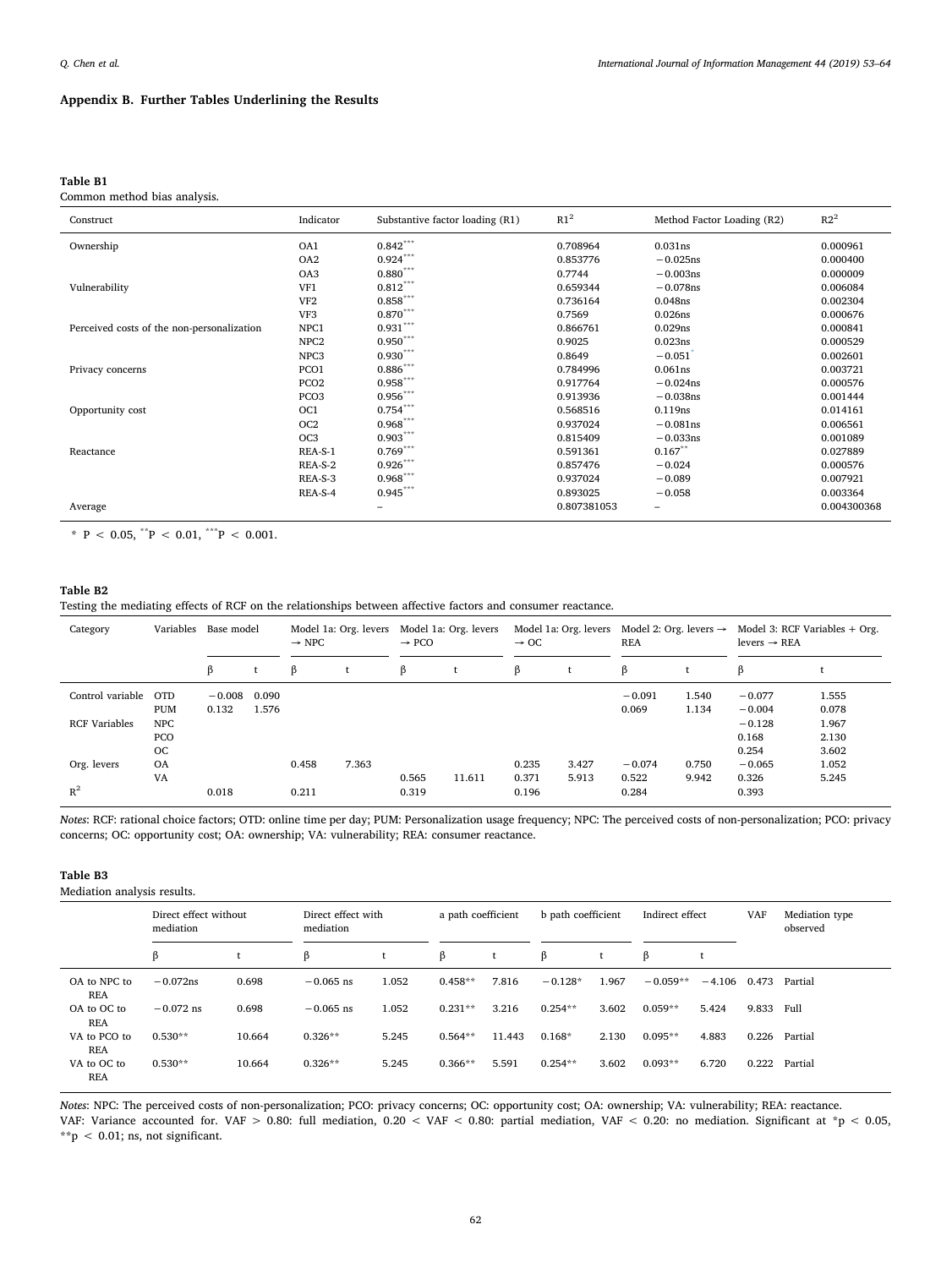## Appendix B. Further Tables Underlining the Results

**Table B1**

Common method bias analysis.

| Construct | Indicator | Substantive factor loading (R1) | $R1^2$ | Method Factor Loading (R2) | $R2^2$ |
|---|---|---|---|---|---|
| Ownership | OA1 | 0.842*** | 0.708964 | 0.031ns | 0.000961 |
| | OA2 | 0.924*** | 0.853776 | −0.025ns | 0.000400 |
| | OA3 | 0.880*** | 0.7744 | −0.003ns | 0.000009 |
| Vulnerability | VF1 | 0.812*** | 0.659344 | −0.078ns | 0.006084 |
| | VF2 | 0.858*** | 0.736164 | 0.048ns | 0.002304 |
| | VF3 | 0.870*** | 0.7569 | 0.026ns | 0.000676 |
| Perceived costs of the non-personalization | NPC1 | 0.931*** | 0.866761 | 0.029ns | 0.000841 |
| | NPC2 | 0.950*** | 0.9025 | 0.023ns | 0.000529 |
| | NPC3 | 0.930*** | 0.8649 | −0.051* | 0.002601 |
| Privacy concerns | PCO1 | 0.886*** | 0.784996 | 0.061ns | 0.003721 |
| | PCO2 | 0.958*** | 0.917764 | −0.024ns | 0.000576 |
| | PCO3 | 0.956*** | 0.913936 | −0.038ns | 0.001444 |
| Opportunity cost | OC1 | 0.754*** | 0.568516 | 0.119ns | 0.014161 |
| | OC2 | 0.968*** | 0.937024 | −0.081ns | 0.006561 |
| | OC3 | 0.903*** | 0.815409 | −0.033ns | 0.001089 |
| Reactance | REA-S-1 | 0.769*** | 0.591361 | 0.167** | 0.027889 |
| | REA-S-2 | 0.926*** | 0.857476 | −0.024 | 0.000576 |
| | REA-S-3 | 0.968*** | 0.937024 | −0.089 | 0.007921 |
| | REA-S-4 | 0.945*** | 0.893025 | −0.058 | 0.003364 |
| Average | | – | 0.807381053 | – | 0.004300368 |

* $P < 0.05$, ** $P < 0.01$, *** $P < 0.001$.

**Table B2**

Testing the mediating effects of RCF on the relationships between affective factors and consumer reactance.

| Category | Variables | Base model | | Model 1a: Org. levers → NPC | | Model 1a: Org. levers → PCO | | Model 1a: Org. levers → OC | | Model 2: Org. levers → REA | | Model 3: RCF Variables + Org. levers → REA | |
|---|---|---|---|---|---|---|---|---|---|---|---|---|---|
| | | β | t | β | t | β | t | β | t | β | t | β | t |
| Control variable | OTD | −0.008 | 0.090 | | | | | | | −0.091 | 1.540 | −0.077 | 1.555 |
| | PUM | 0.132 | 1.576 | | | | | | | 0.069 | 1.134 | −0.004 | 0.078 |
| RCF Variables | NPC | | | | | | | | | | | −0.128 | 1.967 |
| | PCO | | | | | | | | | | | 0.168 | 2.130 |
| | OC | | | | | | | | | | | 0.254 | 3.602 |
| Org. levers | OA | | | 0.458 | 7.363 | | | 0.235 | 3.427 | −0.074 | 0.750 | −0.065 | 1.052 |
| | VA | | | | | 0.565 | 11.611 | 0.371 | 5.913 | 0.522 | 9.942 | 0.326 | 5.245 |
| $R^2$ | | 0.018 | | 0.211 | | 0.319 | | 0.196 | | 0.284 | | 0.393 | |

*Notes*: RCF: rational choice factors; OTD: online time per day; PUM: Personalization usage frequency; NPC: The perceived costs of non-personalization; PCO: privacy concerns; OC: opportunity cost; OA: ownership; VA: vulnerability; REA: consumer reactance.

**Table B3**

Mediation analysis results.

| | Direct effect without mediation | | Direct effect with mediation | | a path coefficient | | b path coefficient | | Indirect effect | | VAF | Mediation type observed |
|---|---|---|---|---|---|---|---|---|---|---|---|---|
| | β | t | β | t | β | t | β | t | β | t | | |
| OA to NPC to REA | −0.072ns | 0.698 | −0.065 ns | 1.052 | 0.458** | 7.816 | −0.128* | 1.967 | −0.059** | −4.106 | 0.473 | Partial |
| OA to OC to REA | −0.072 ns | 0.698 | −0.065 ns | 1.052 | 0.231** | 3.216 | 0.254** | 3.602 | 0.059** | 5.424 | 9.833 | Full |
| VA to PCO to REA | 0.530** | 10.664 | 0.326** | 5.245 | 0.564** | 11.443 | 0.168* | 2.130 | 0.095** | 4.883 | 0.226 | Partial |
| VA to OC to REA | 0.530** | 10.664 | 0.326** | 5.245 | 0.366** | 5.591 | 0.254** | 3.602 | 0.093** | 6.720 | 0.222 | Partial |

*Notes*: NPC: The perceived costs of non-personalization; PCO: privacy concerns; OC: opportunity cost; OA: ownership; VA: vulnerability; REA: reactance.

VAF: Variance accounted for. VAF > 0.80: full mediation, 0.20 < VAF < 0.80: partial mediation, VAF < 0.20: no mediation. Significant at *$p < 0.05$, **$p < 0.01$; ns, not significant.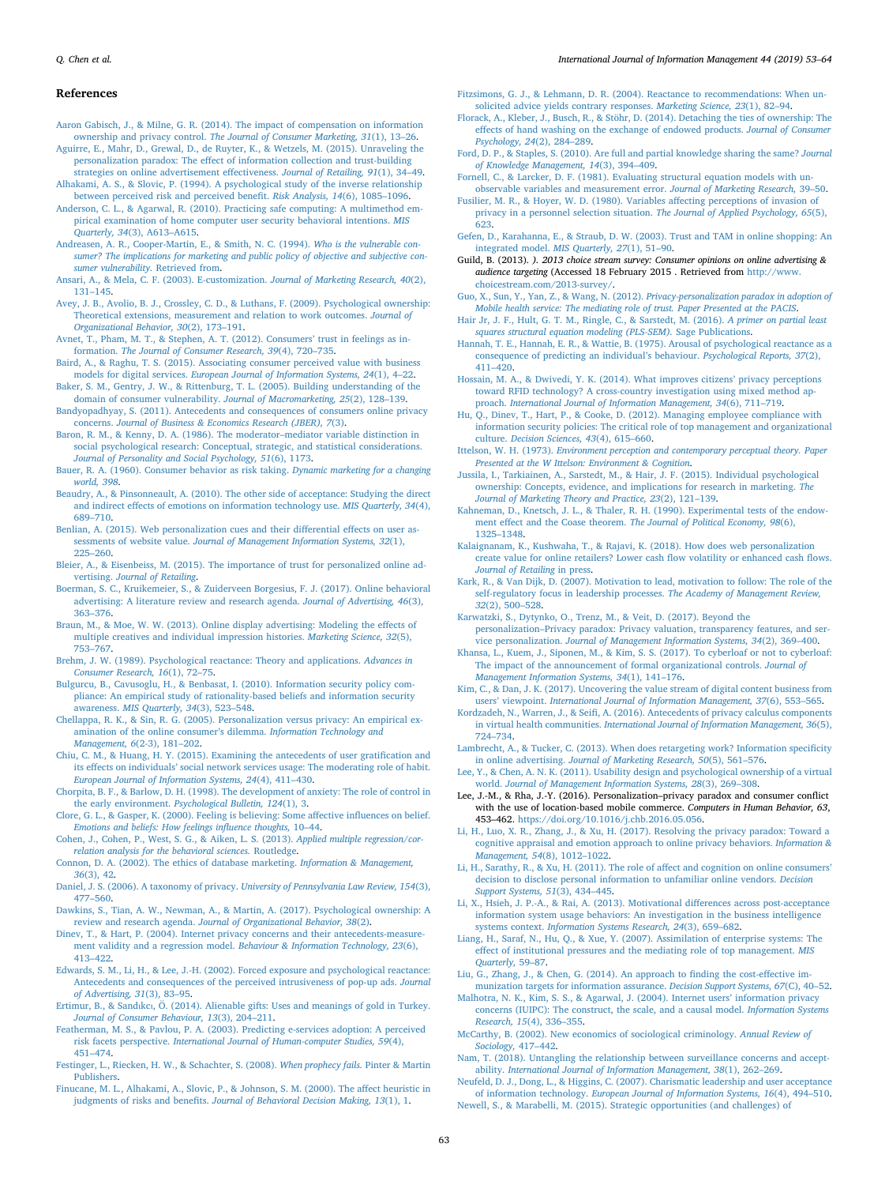## References

Aaron Gabisch, J., & Milne, G. R. (2014). The impact of compensation on information ownership and privacy control. *The Journal of Consumer Marketing, 31*(1), 13–26.

Aguirre, E., Mahr, D., Grewal, D., de Ruyter, K., & Wetzels, M. (2015). Unraveling the personalization paradox: The effect of information collection and trust-building strategies on online advertisement effectiveness. *Journal of Retailing, 91*(1), 34–49.

Alhakami, A. S., & Slovic, P. (1994). A psychological study of the inverse relationship between perceived risk and perceived benefit. *Risk Analysis, 14*(6), 1085–1096.

Anderson, C. L., & Agarwal, R. (2010). Practicing safe computing: A multimethod empirical examination of home computer user security behavioral intentions. *MIS Quarterly, 34*(3), A613–A615.

Andreasen, A. R., Cooper-Martin, E., & Smith, N. C. (1994). *Who is the vulnerable consumer? The implications for marketing and public policy of objective and subjective consumer vulnerability.* Retrieved from.

Ansari, A., & Mela, C. F. (2003). E-customization. *Journal of Marketing Research, 40*(2), 131–145.

Avey, J. B., Avolio, B. J., Crossley, C. D., & Luthans, F. (2009). Psychological ownership: Theoretical extensions, measurement and relation to work outcomes. *Journal of Organizational Behavior, 30*(2), 173–191.

Avnet, T., Pham, M. T., & Stephen, A. T. (2012). Consumers' trust in feelings as information. *The Journal of Consumer Research, 39*(4), 720–735.

Baird, A., & Raghu, T. S. (2015). Associating consumer perceived value with business models for digital services. *European Journal of Information Systems, 24*(1), 4–22.

Baker, S. M., Gentry, J. W., & Rittenburg, T. L. (2005). Building understanding of the domain of consumer vulnerability. *Journal of Macromarketing, 25*(2), 128–139.

Bandyopadhyay, S. (2011). Antecedents and consequences of consumers online privacy concerns. *Journal of Business & Economics Research (JBER), 7*(3).

Baron, R. M., & Kenny, D. A. (1986). The moderator–mediator variable distinction in social psychological research: Conceptual, strategic, and statistical considerations. *Journal of Personality and Social Psychology, 51*(6), 1173.

Bauer, R. A. (1960). Consumer behavior as risk taking. *Dynamic marketing for a changing world, 398*.

Beaudry, A., & Pinsonneault, A. (2010). The other side of acceptance: Studying the direct and indirect effects of emotions on information technology use. *MIS Quarterly, 34*(4), 689–710.

Benlian, A. (2015). Web personalization cues and their differential effects on user assessments of website value. *Journal of Management Information Systems, 32*(1), 225–260.

Bleier, A., & Eisenbeiss, M. (2015). The importance of trust for personalized online advertising. *Journal of Retailing*.

Boerman, S. C., Kruikemeier, S., & Zuiderveen Borgesius, F. J. (2017). Online behavioral advertising: A literature review and research agenda. *Journal of Advertising, 46*(3), 363–376.

Braun, M., & Moe, W. W. (2013). Online display advertising: Modeling the effects of multiple creatives and individual impression histories. *Marketing Science, 32*(5), 753–767.

Brehm, J. W. (1989). Psychological reactance: Theory and applications. *Advances in Consumer Research, 16*(1), 72–75.

Bulgurcu, B., Cavusoglu, H., & Benbasat, I. (2010). Information security policy compliance: An empirical study of rationality-based beliefs and information security awareness. *MIS Quarterly, 34*(3), 523–548.

Chellappa, R. K., & Sin, R. G. (2005). Personalization versus privacy: An empirical examination of the online consumer's dilemma. *Information Technology and Management, 6*(2-3), 181–202.

Chiu, C. M., & Huang, H. Y. (2015). Examining the antecedents of user gratification and its effects on individuals' social network services usage: The moderating role of habit. *European Journal of Information Systems, 24*(4), 411–430.

Chorpita, B. F., & Barlow, D. H. (1998). The development of anxiety: The role of control in the early environment. *Psychological Bulletin, 124*(1), 3.

Clore, G. L., & Gasper, K. (2000). Feeling is believing: Some affective influences on belief. *Emotions and beliefs: How feelings influence thoughts,* 10–44.

Cohen, J., Cohen, P., West, S. G., & Aiken, L. S. (2013). *Applied multiple regression/correlation analysis for the behavioral sciences.* Routledge.

Connon, D. A. (2002). The ethics of database marketing. *Information & Management, 36*(3), 42.

Daniel, J. S. (2006). A taxonomy of privacy. *University of Pennsylvania Law Review, 154*(3), 477–560.

Dawkins, S., Tian, A. W., Newman, A., & Martin, A. (2017). Psychological ownership: A review and research agenda. *Journal of Organizational Behavior, 38*(2).

Dinev, T., & Hart, P. (2004). Internet privacy concerns and their antecedents-measurement validity and a regression model. *Behaviour & Information Technology, 23*(6), 413–422.

Edwards, S. M., Li, H., & Lee, J.-H. (2002). Forced exposure and psychological reactance: Antecedents and consequences of the perceived intrusiveness of pop-up ads. *Journal of Advertising, 31*(3), 83–95.

Ertimur, B., & Sandıkcı, Ö. (2014). Alienable gifts: Uses and meanings of gold in Turkey. *Journal of Consumer Behaviour, 13*(3), 204–211.

Featherman, M. S., & Pavlou, P. A. (2003). Predicting e-services adoption: A perceived risk facets perspective. *International Journal of Human-computer Studies, 59*(4), 451–474.

Festinger, L., Riecken, H. W., & Schachter, S. (2008). *When prophecy fails.* Pinter & Martin Publishers.

Finucane, M. L., Alhakami, A., Slovic, P., & Johnson, S. M. (2000). The affect heuristic in judgments of risks and benefits. *Journal of Behavioral Decision Making, 13*(1), 1.

Fitzsimons, G. J., & Lehmann, D. R. (2004). Reactance to recommendations: When unsolicited advice yields contrary responses. *Marketing Science, 23*(1), 82–94.

Florack, A., Kleber, J., Busch, R., & Stöhr, D. (2014). Detaching the ties of ownership: The effects of hand washing on the exchange of endowed products. *Journal of Consumer Psychology, 24*(2), 284–289.

Ford, D. P., & Staples, S. (2010). Are full and partial knowledge sharing the same? *Journal of Knowledge Management, 14*(3), 394–409.

Fornell, C., & Larcker, D. F. (1981). Evaluating structural equation models with unobservable variables and measurement error. *Journal of Marketing Research,* 39–50.

Fusilier, M. R., & Hoyer, W. D. (1980). Variables affecting perceptions of invasion of privacy in a personnel selection situation. *The Journal of Applied Psychology, 65*(5), 623.

Gefen, D., Karahanna, E., & Straub, D. W. (2003). Trust and TAM in online shopping: An integrated model. *MIS Quarterly, 27*(1), 51–90.

Guild, B. (2013). *). 2013 choice stream survey: Consumer opinions on online advertising & audience targeting* (Accessed 18 February 2015 . Retrieved from http://www.choicestream.com/2013-survey/.

Guo, X., Sun, Y., Yan, Z., & Wang, N. (2012). *Privacy-personalization paradox in adoption of Mobile health service: The mediating role of trust. Paper Presented at the PACIS*.

Hair Jr, J. F., Hult, G. T. M., Ringle, C., & Sarstedt, M. (2016). *A primer on partial least squares structural equation modeling (PLS-SEM).* Sage Publications.

Hannah, T. E., Hannah, E. R., & Wattie, B. (1975). Arousal of psychological reactance as a consequence of predicting an individual's behaviour. *Psychological Reports, 37*(2), 411–420.

Hossain, M. A., & Dwivedi, Y. K. (2014). What improves citizens' privacy perceptions toward RFID technology? A cross-country investigation using mixed method approach. *International Journal of Information Management, 34*(6), 711–719.

Hu, Q., Dinev, T., Hart, P., & Cooke, D. (2012). Managing employee compliance with information security policies: The critical role of top management and organizational culture. *Decision Sciences, 43*(4), 615–660.

Ittelson, W. H. (1973). *Environment perception and contemporary perceptual theory. Paper Presented at the W Ittelson: Environment & Cognition*.

Jussila, I., Tarkiainen, A., Sarstedt, M., & Hair, J. F. (2015). Individual psychological ownership: Concepts, evidence, and implications for research in marketing. *The Journal of Marketing Theory and Practice, 23*(2), 121–139.

Kahneman, D., Knetsch, J. L., & Thaler, R. H. (1990). Experimental tests of the endowment effect and the Coase theorem. *The Journal of Political Economy, 98*(6), 1325–1348.

Kalaignanam, K., Kushwaha, T., & Rajavi, K. (2018). How does web personalization create value for online retailers? Lower cash flow volatility or enhanced cash flows. *Journal of Retailing* in press.

Kark, R., & Van Dijk, D. (2007). Motivation to lead, motivation to follow: The role of the self-regulatory focus in leadership processes. *The Academy of Management Review, 32*(2), 500–528.

Karwatzki, S., Dytynko, O., Trenz, M., & Veit, D. (2017). Beyond the personalization–Privacy paradox: Privacy valuation, transparency features, and service personalization. *Journal of Management Information Systems, 34*(2), 369–400.

Khansa, L., Kuem, J., Siponen, M., & Kim, S. S. (2017). To cyberloaf or not to cyberloaf: The impact of the announcement of formal organizational controls. *Journal of Management Information Systems, 34*(1), 141–176.

Kim, C., & Dan, J. K. (2017). Uncovering the value stream of digital content business from users' viewpoint. *International Journal of Information Management, 37*(6), 553–565.

Kordzadeh, N., Warren, J., & Seifi, A. (2016). Antecedents of privacy calculus components in virtual health communities. *International Journal of Information Management, 36*(5), 724–734.

Lambrecht, A., & Tucker, C. (2013). When does retargeting work? Information specificity in online advertising. *Journal of Marketing Research, 50*(5), 561–576.

Lee, Y., & Chen, A. N. K. (2011). Usability design and psychological ownership of a virtual world. *Journal of Management Information Systems, 28*(3), 269–308.

Lee, J.-M., & Rha, J.-Y. (2016). Personalization–privacy paradox and consumer conflict with the use of location-based mobile commerce. *Computers in Human Behavior, 63*, 453–462. https://doi.org/10.1016/j.chb.2016.05.056.

Li, H., Luo, X. R., Zhang, J., & Xu, H. (2017). Resolving the privacy paradox: Toward a cognitive appraisal and emotion approach to online privacy behaviors. *Information & Management, 54*(8), 1012–1022.

Li, H., Sarathy, R., & Xu, H. (2011). The role of affect and cognition on online consumers' decision to disclose personal information to unfamiliar online vendors. *Decision Support Systems, 51*(3), 434–445.

Li, X., Hsieh, J. P.-A., & Rai, A. (2013). Motivational differences across post-acceptance information system usage behaviors: An investigation in the business intelligence systems context. *Information Systems Research, 24*(3), 659–682.

Liang, H., Saraf, N., Hu, Q., & Xue, Y. (2007). Assimilation of enterprise systems: The effect of institutional pressures and the mediating role of top management. *MIS Quarterly,* 59–87.

Liu, G., Zhang, J., & Chen, G. (2014). An approach to finding the cost-effective immunization targets for information assurance. *Decision Support Systems, 67*(C), 40–52.

Malhotra, N. K., Kim, S. S., & Agarwal, J. (2004). Internet users' information privacy concerns (IUIPC): The construct, the scale, and a causal model. *Information Systems Research, 15*(4), 336–355.

McCarthy, B. (2002). New economics of sociological criminology. *Annual Review of Sociology,* 417–442.

Nam, T. (2018). Untangling the relationship between surveillance concerns and acceptability. *International Journal of Information Management, 38*(1), 262–269.

Neufeld, D. J., Dong, L., & Higgins, C. (2007). Charismatic leadership and user acceptance of information technology. *European Journal of Information Systems, 16*(4), 494–510.

Newell, S., & Marabelli, M. (2015). Strategic opportunities (and challenges) of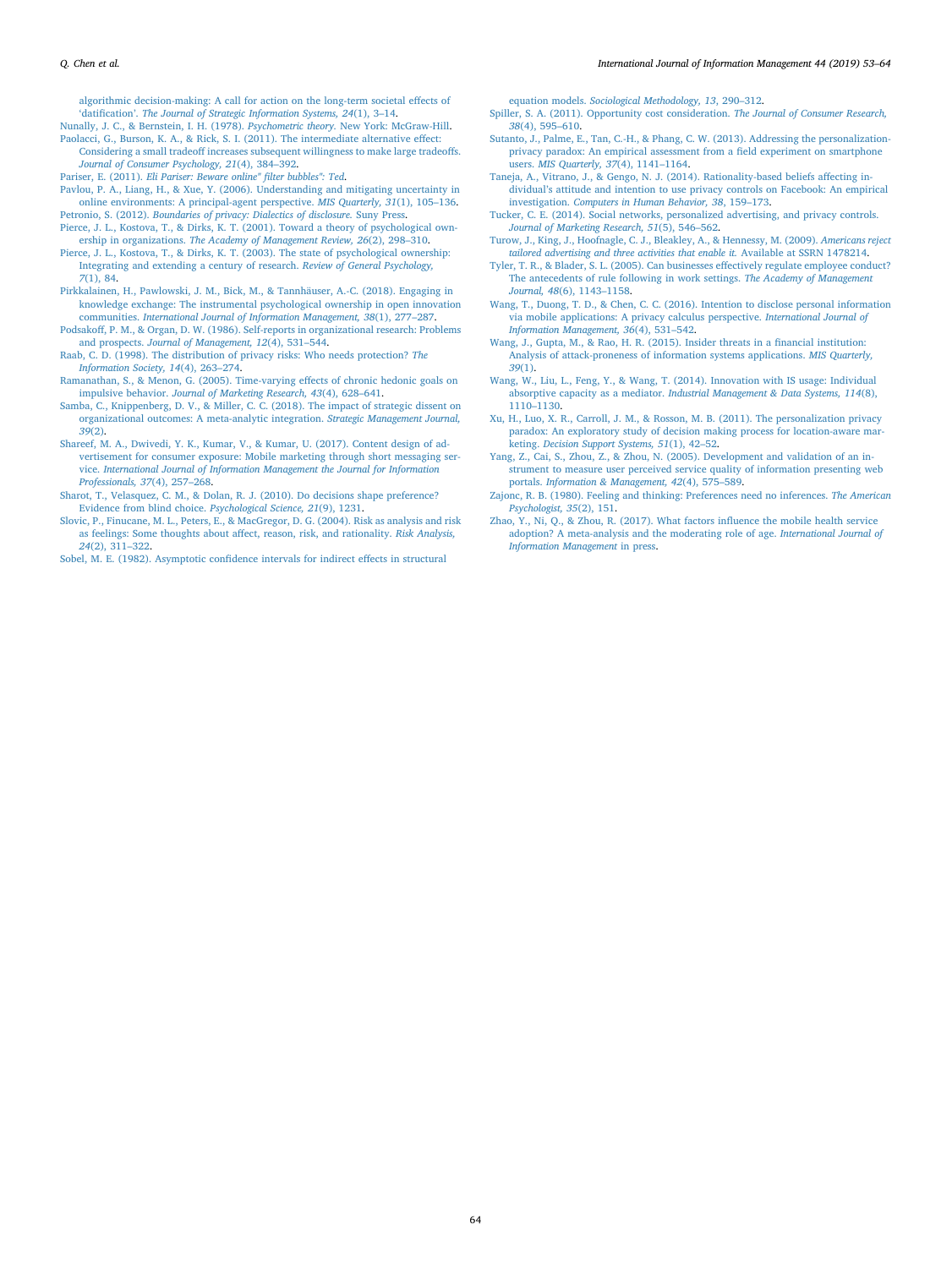algorithmic decision-making: A call for action on the long-term societal effects of 'datification'. *The Journal of Strategic Information Systems, 24*(1), 3–14.

Nunally, J. C., & Bernstein, I. H. (1978). *Psychometric theory.* New York: McGraw-Hill.

Paolacci, G., Burson, K. A., & Rick, S. I. (2011). The intermediate alternative effect: Considering a small tradeoff increases subsequent willingness to make large tradeoffs. *Journal of Consumer Psychology, 21*(4), 384–392.

Pariser, E. (2011). *Eli Pariser: Beware online" filter bubbles": Ted*.

Pavlou, P. A., Liang, H., & Xue, Y. (2006). Understanding and mitigating uncertainty in online environments: A principal-agent perspective. *MIS Quarterly, 31*(1), 105–136.

Petronio, S. (2012). *Boundaries of privacy: Dialectics of disclosure.* Suny Press.

Pierce, J. L., Kostova, T., & Dirks, K. T. (2001). Toward a theory of psychological ownership in organizations. *The Academy of Management Review, 26*(2), 298–310.

Pierce, J. L., Kostova, T., & Dirks, K. T. (2003). The state of psychological ownership: Integrating and extending a century of research. *Review of General Psychology, 7*(1), 84.

Pirkkalainen, H., Pawlowski, J. M., Bick, M., & Tannhäuser, A.-C. (2018). Engaging in knowledge exchange: The instrumental psychological ownership in open innovation communities. *International Journal of Information Management, 38*(1), 277–287.

Podsakoff, P. M., & Organ, D. W. (1986). Self-reports in organizational research: Problems and prospects. *Journal of Management, 12*(4), 531–544.

Raab, C. D. (1998). The distribution of privacy risks: Who needs protection? *The Information Society, 14*(4), 263–274.

Ramanathan, S., & Menon, G. (2005). Time-varying effects of chronic hedonic goals on impulsive behavior. *Journal of Marketing Research, 43*(4), 628–641.

Samba, C., Knippenberg, D. V., & Miller, C. C. (2018). The impact of strategic dissent on organizational outcomes: A meta-analytic integration. *Strategic Management Journal, 39*(2).

Shareef, M. A., Dwivedi, Y. K., Kumar, V., & Kumar, U. (2017). Content design of advertisement for consumer exposure: Mobile marketing through short messaging service. *International Journal of Information Management the Journal for Information Professionals, 37*(4), 257–268.

Sharot, T., Velasquez, C. M., & Dolan, R. J. (2010). Do decisions shape preference? Evidence from blind choice. *Psychological Science, 21*(9), 1231.

Slovic, P., Finucane, M. L., Peters, E., & MacGregor, D. G. (2004). Risk as analysis and risk as feelings: Some thoughts about affect, reason, risk, and rationality. *Risk Analysis, 24*(2), 311–322.

Sobel, M. E. (1982). Asymptotic confidence intervals for indirect effects in structural equation models. *Sociological Methodology, 13*, 290–312.

Spiller, S. A. (2011). Opportunity cost consideration. *The Journal of Consumer Research, 38*(4), 595–610.

Sutanto, J., Palme, E., Tan, C.-H., & Phang, C. W. (2013). Addressing the personalization-privacy paradox: An empirical assessment from a field experiment on smartphone users. *MIS Quarterly, 37*(4), 1141–1164.

Taneja, A., Vitrano, J., & Gengo, N. J. (2014). Rationality-based beliefs affecting individual's attitude and intention to use privacy controls on Facebook: An empirical investigation. *Computers in Human Behavior, 38*, 159–173.

Tucker, C. E. (2014). Social networks, personalized advertising, and privacy controls. *Journal of Marketing Research, 51*(5), 546–562.

Turow, J., King, J., Hoofnagle, C. J., Bleakley, A., & Hennessy, M. (2009). *Americans reject tailored advertising and three activities that enable it.* Available at SSRN 1478214.

Tyler, T. R., & Blader, S. L. (2005). Can businesses effectively regulate employee conduct? The antecedents of rule following in work settings. *The Academy of Management Journal, 48*(6), 1143–1158.

Wang, T., Duong, T. D., & Chen, C. C. (2016). Intention to disclose personal information via mobile applications: A privacy calculus perspective. *International Journal of Information Management, 36*(4), 531–542.

Wang, J., Gupta, M., & Rao, H. R. (2015). Insider threats in a financial institution: Analysis of attack-proneness of information systems applications. *MIS Quarterly, 39*(1).

Wang, W., Liu, L., Feng, Y., & Wang, T. (2014). Innovation with IS usage: Individual absorptive capacity as a mediator. *Industrial Management & Data Systems, 114*(8), 1110–1130.

Xu, H., Luo, X. R., Carroll, J. M., & Rosson, M. B. (2011). The personalization privacy paradox: An exploratory study of decision making process for location-aware marketing. *Decision Support Systems, 51*(1), 42–52.

Yang, Z., Cai, S., Zhou, Z., & Zhou, N. (2005). Development and validation of an instrument to measure user perceived service quality of information presenting web portals. *Information & Management, 42*(4), 575–589.

Zajonc, R. B. (1980). Feeling and thinking: Preferences need no inferences. *The American Psychologist, 35*(2), 151.

Zhao, Y., Ni, Q., & Zhou, R. (2017). What factors influence the mobile health service adoption? A meta-analysis and the moderating role of age. *International Journal of Information Management* in press.